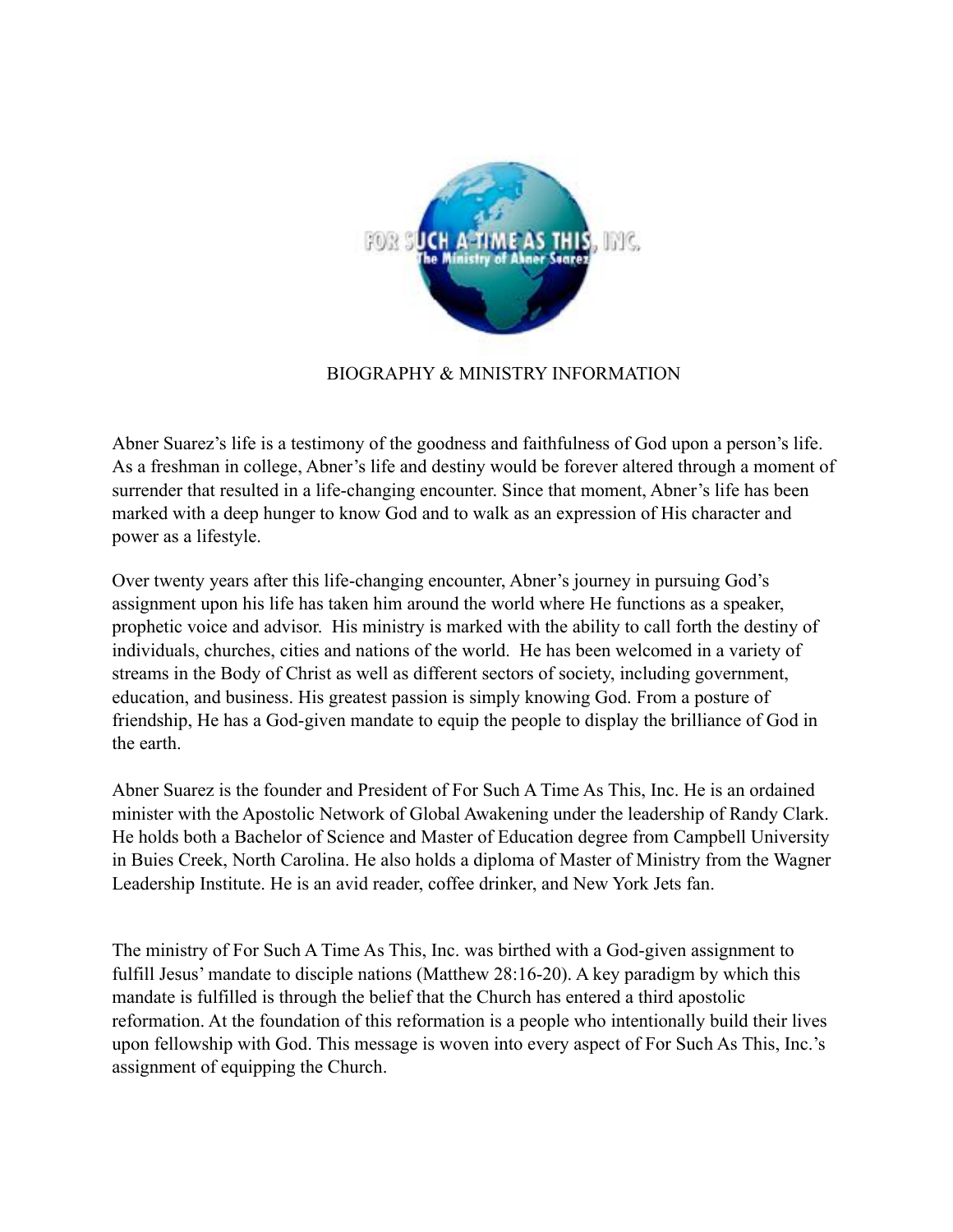# BIOGRAPHY & MINISTRY INFORMATION

Abner Suarez's life is a testimony of the goodness and faithfulness of God upon a person's life. As a freshman in college, Abner's life and destiny would be forever altered through a moment of surrender that resulted in a life-changing encounter. Since that moment, Abner's life has been marked with a deep hunger to know God and to walk as an expression of His character and power as a lifestyle.

Over twenty years after this life-changing encounter, Abner's journey in pursuing God's assignment upon his life has taken him around the world where He functions as a speaker, prophetic voice and advisor. His ministry is marked with the ability to call forth the destiny of individuals, churches, cities and nations of the world. He has been welcomed in a variety of streams in the Body of Christ as well as different sectors of society, including government, education, and business. His greatest passion is simply knowing God. From a posture of friendship, He has a God-given mandate to equip the people to display the brilliance of God in the earth.

Abner Suarez is the founder and President of For Such A Time As This, Inc. He is an ordained minister with the Apostolic Network of Global Awakening under the leadership of Randy Clark. He holds both a Bachelor of Science and Master of Education degree from Campbell University in Buies Creek, North Carolina. He also holds a diploma of Master of Ministry from the Wagner Leadership Institute. He is an avid reader, coffee drinker, and New York Jets fan.

The ministry of For Such A Time As This, Inc. was birthed with a God-given assignment to fulfill Jesus' mandate to disciple nations (Matthew 28:16-20). A key paradigm by which this mandate is fulfilled is through the belief that the Church has entered a third apostolic reformation. At the foundation of this reformation is a people who intentionally build their lives upon fellowship with God. This message is woven into every aspect of For Such As This, Inc.'s assignment of equipping the Church.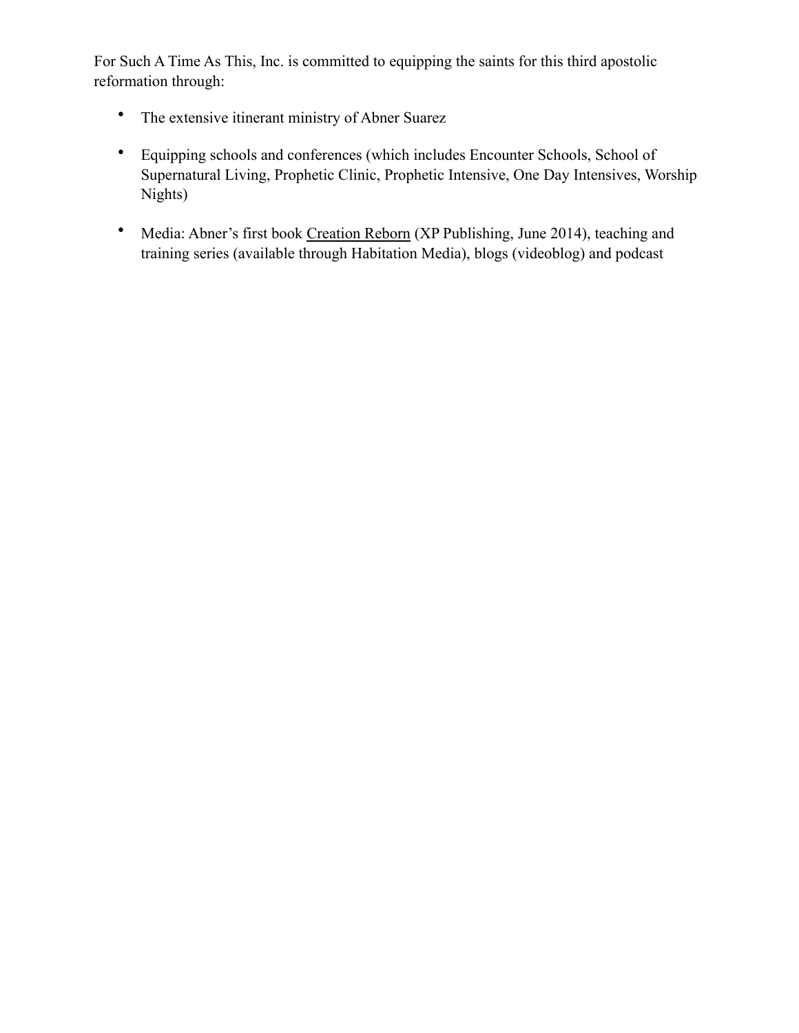For Such A Time As This, Inc. is committed to equipping the saints for this third apostolic reformation through:

- The extensive itinerant ministry of Abner Suarez
- Equipping schools and conferences (which includes Encounter Schools, School of Supernatural Living, Prophetic Clinic, Prophetic Intensive, One Day Intensives, Worship Nights)
- Media: Abner's first book <u>Creation Reborn</u> (XP Publishing, June 2014), teaching and training series (available through Habitation Media), blogs (videoblog) and podcast